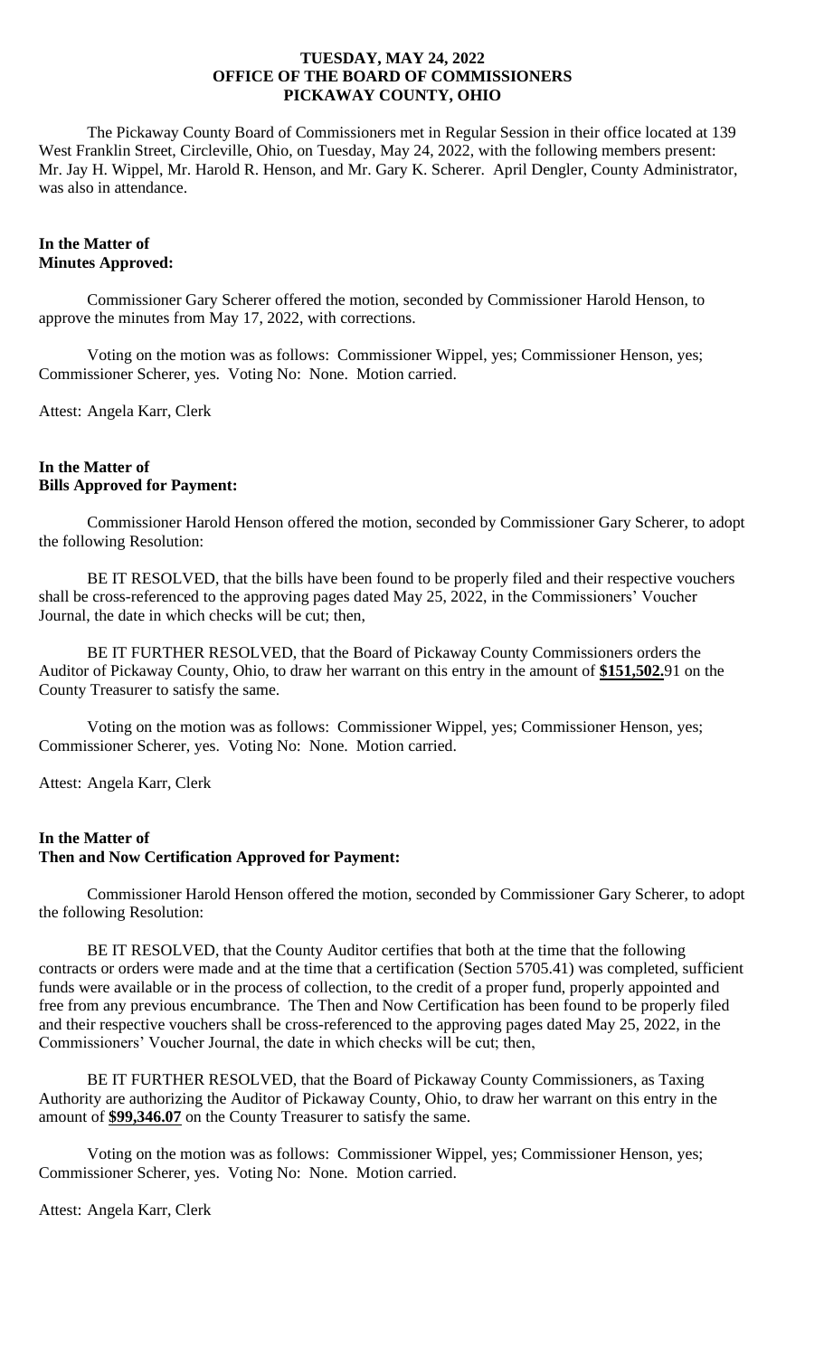**TUESDAY, MAY 24, 2022**
**OFFICE OF THE BOARD OF COMMISSIONERS**
**PICKAWAY COUNTY, OHIO**

The Pickaway County Board of Commissioners met in Regular Session in their office located at 139 West Franklin Street, Circleville, Ohio, on Tuesday, May 24, 2022, with the following members present: Mr. Jay H. Wippel, Mr. Harold R. Henson, and Mr. Gary K. Scherer. April Dengler, County Administrator, was also in attendance.

**In the Matter of**
**Minutes Approved:**

Commissioner Gary Scherer offered the motion, seconded by Commissioner Harold Henson, to approve the minutes from May 17, 2022, with corrections.

Voting on the motion was as follows: Commissioner Wippel, yes; Commissioner Henson, yes; Commissioner Scherer, yes. Voting No: None. Motion carried.

Attest: Angela Karr, Clerk

**In the Matter of**
**Bills Approved for Payment:**

Commissioner Harold Henson offered the motion, seconded by Commissioner Gary Scherer, to adopt the following Resolution:

BE IT RESOLVED, that the bills have been found to be properly filed and their respective vouchers shall be cross-referenced to the approving pages dated May 25, 2022, in the Commissioners' Voucher Journal, the date in which checks will be cut; then,

BE IT FURTHER RESOLVED, that the Board of Pickaway County Commissioners orders the Auditor of Pickaway County, Ohio, to draw her warrant on this entry in the amount of **$151,502.**91 on the County Treasurer to satisfy the same.

Voting on the motion was as follows: Commissioner Wippel, yes; Commissioner Henson, yes; Commissioner Scherer, yes. Voting No: None. Motion carried.

Attest: Angela Karr, Clerk

**In the Matter of**
**Then and Now Certification Approved for Payment:**

Commissioner Harold Henson offered the motion, seconded by Commissioner Gary Scherer, to adopt the following Resolution:

BE IT RESOLVED, that the County Auditor certifies that both at the time that the following contracts or orders were made and at the time that a certification (Section 5705.41) was completed, sufficient funds were available or in the process of collection, to the credit of a proper fund, properly appointed and free from any previous encumbrance. The Then and Now Certification has been found to be properly filed and their respective vouchers shall be cross-referenced to the approving pages dated May 25, 2022, in the Commissioners' Voucher Journal, the date in which checks will be cut; then,

BE IT FURTHER RESOLVED, that the Board of Pickaway County Commissioners, as Taxing Authority are authorizing the Auditor of Pickaway County, Ohio, to draw her warrant on this entry in the amount of **$99,346.07** on the County Treasurer to satisfy the same.

Voting on the motion was as follows: Commissioner Wippel, yes; Commissioner Henson, yes; Commissioner Scherer, yes. Voting No: None. Motion carried.

Attest: Angela Karr, Clerk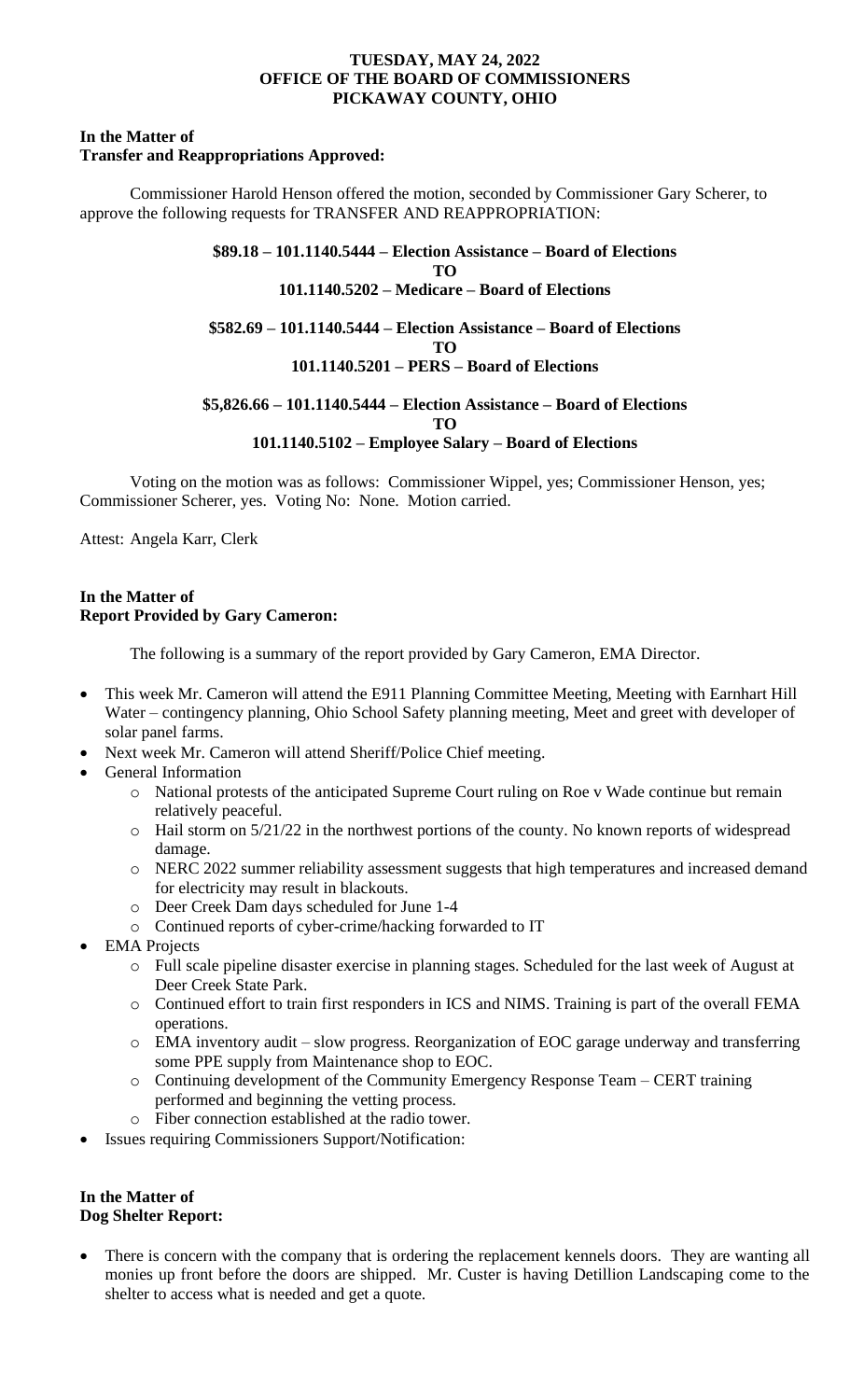**TUESDAY, MAY 24, 2022**
**OFFICE OF THE BOARD OF COMMISSIONERS**
**PICKAWAY COUNTY, OHIO**

**In the Matter of**
**Transfer and Reappropriations Approved:**

Commissioner Harold Henson offered the motion, seconded by Commissioner Gary Scherer, to approve the following requests for TRANSFER AND REAPPROPRIATION:

**\$89.18 – 101.1140.5444 – Election Assistance – Board of Elections**
**TO**
**101.1140.5202 – Medicare – Board of Elections**

**\$582.69 – 101.1140.5444 – Election Assistance – Board of Elections**
**TO**
**101.1140.5201 – PERS – Board of Elections**

**\$5,826.66 – 101.1140.5444 – Election Assistance – Board of Elections**
**TO**
**101.1140.5102 – Employee Salary – Board of Elections**

Voting on the motion was as follows: Commissioner Wippel, yes; Commissioner Henson, yes; Commissioner Scherer, yes. Voting No: None. Motion carried.

Attest: Angela Karr, Clerk

**In the Matter of**
**Report Provided by Gary Cameron:**

The following is a summary of the report provided by Gary Cameron, EMA Director.

- This week Mr. Cameron will attend the E911 Planning Committee Meeting, Meeting with Earnhart Hill Water – contingency planning, Ohio School Safety planning meeting, Meet and greet with developer of solar panel farms.
- Next week Mr. Cameron will attend Sheriff/Police Chief meeting.
- General Information
  - National protests of the anticipated Supreme Court ruling on Roe v Wade continue but remain relatively peaceful.
  - Hail storm on 5/21/22 in the northwest portions of the county. No known reports of widespread damage.
  - NERC 2022 summer reliability assessment suggests that high temperatures and increased demand for electricity may result in blackouts.
  - Deer Creek Dam days scheduled for June 1-4
  - Continued reports of cyber-crime/hacking forwarded to IT
- EMA Projects
  - Full scale pipeline disaster exercise in planning stages. Scheduled for the last week of August at Deer Creek State Park.
  - Continued effort to train first responders in ICS and NIMS. Training is part of the overall FEMA operations.
  - EMA inventory audit – slow progress. Reorganization of EOC garage underway and transferring some PPE supply from Maintenance shop to EOC.
  - Continuing development of the Community Emergency Response Team – CERT training performed and beginning the vetting process.
  - Fiber connection established at the radio tower.
- Issues requiring Commissioners Support/Notification:

**In the Matter of**
**Dog Shelter Report:**

- There is concern with the company that is ordering the replacement kennels doors. They are wanting all monies up front before the doors are shipped. Mr. Custer is having Detillion Landscaping come to the shelter to access what is needed and get a quote.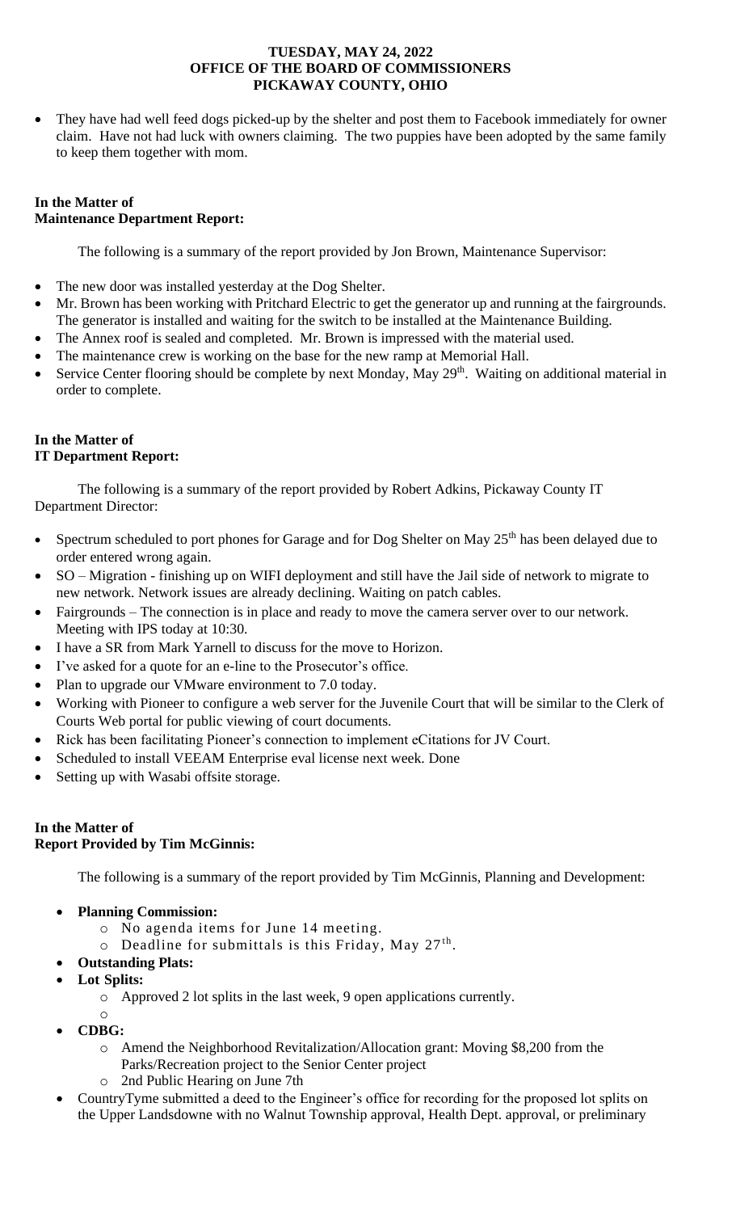- They have had well feed dogs picked-up by the shelter and post them to Facebook immediately for owner claim. Have not had luck with owners claiming. The two puppies have been adopted by the same family to keep them together with mom.

**In the Matter of**
**Maintenance Department Report:**

The following is a summary of the report provided by Jon Brown, Maintenance Supervisor:

- The new door was installed yesterday at the Dog Shelter.
- Mr. Brown has been working with Pritchard Electric to get the generator up and running at the fairgrounds. The generator is installed and waiting for the switch to be installed at the Maintenance Building.
- The Annex roof is sealed and completed. Mr. Brown is impressed with the material used.
- The maintenance crew is working on the base for the new ramp at Memorial Hall.
- Service Center flooring should be complete by next Monday, May 29th. Waiting on additional material in order to complete.

**In the Matter of**
**IT Department Report:**

The following is a summary of the report provided by Robert Adkins, Pickaway County IT Department Director:

- Spectrum scheduled to port phones for Garage and for Dog Shelter on May 25th has been delayed due to order entered wrong again.
- SO – Migration - finishing up on WIFI deployment and still have the Jail side of network to migrate to new network. Network issues are already declining. Waiting on patch cables.
- Fairgrounds – The connection is in place and ready to move the camera server over to our network. Meeting with IPS today at 10:30.
- I have a SR from Mark Yarnell to discuss for the move to Horizon.
- I've asked for a quote for an e-line to the Prosecutor's office.
- Plan to upgrade our VMware environment to 7.0 today.
- Working with Pioneer to configure a web server for the Juvenile Court that will be similar to the Clerk of Courts Web portal for public viewing of court documents.
- Rick has been facilitating Pioneer's connection to implement eCitations for JV Court.
- Scheduled to install VEEAM Enterprise eval license next week. Done
- Setting up with Wasabi offsite storage.

**In the Matter of**
**Report Provided by Tim McGinnis:**

The following is a summary of the report provided by Tim McGinnis, Planning and Development:

- **Planning Commission:**
  - No agenda items for June 14 meeting.
  - Deadline for submittals is this Friday, May 27th.
- **Outstanding Plats:**
- **Lot Splits:**
  - Approved 2 lot splits in the last week, 9 open applications currently.
  -
- **CDBG:**
  - Amend the Neighborhood Revitalization/Allocation grant: Moving $8,200 from the Parks/Recreation project to the Senior Center project
  - 2nd Public Hearing on June 7th
- CountryTyme submitted a deed to the Engineer's office for recording for the proposed lot splits on the Upper Landsdowne with no Walnut Township approval, Health Dept. approval, or preliminary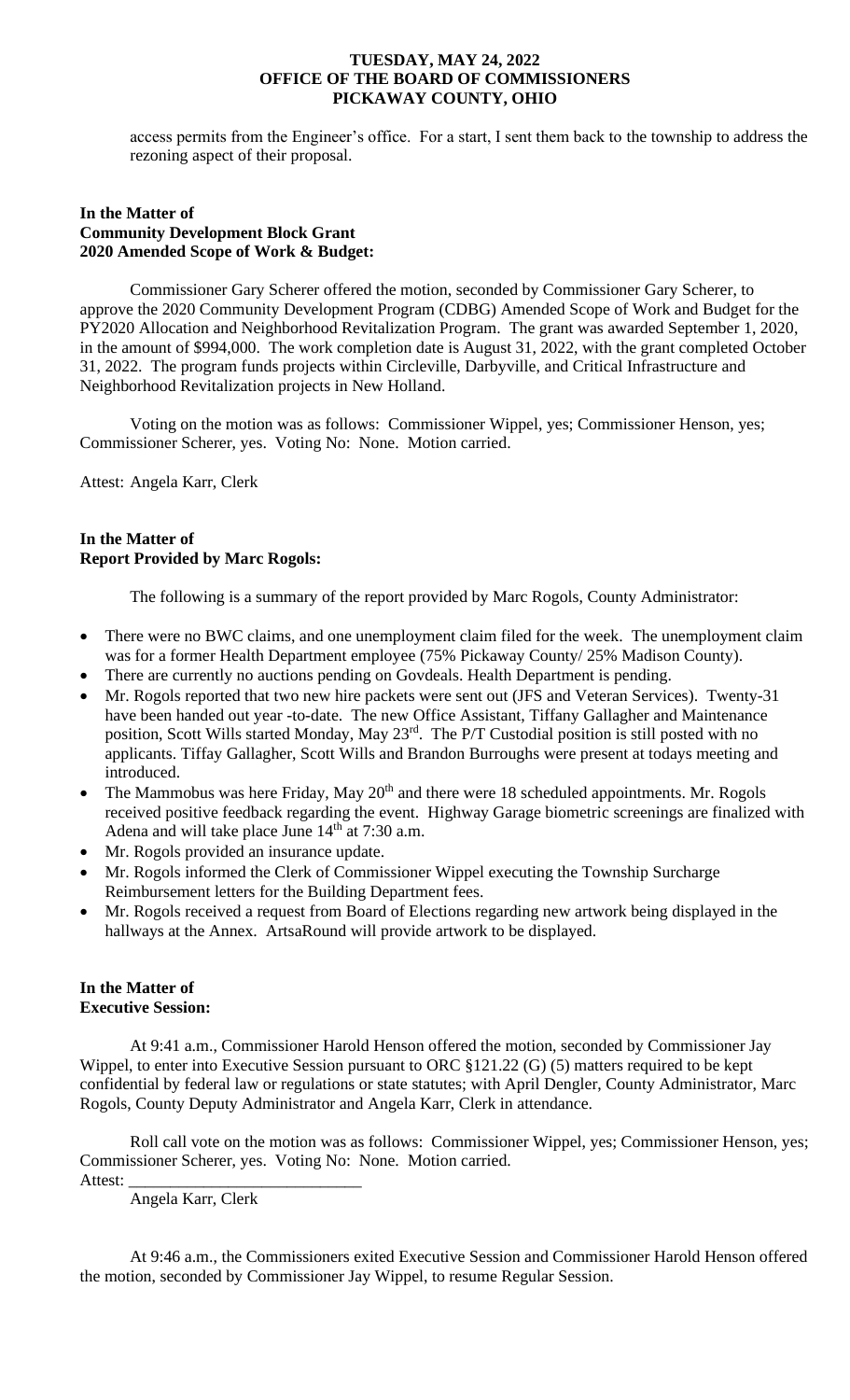access permits from the Engineer's office. For a start, I sent them back to the township to address the rezoning aspect of their proposal.

**In the Matter of**
**Community Development Block Grant**
**2020 Amended Scope of Work & Budget:**

Commissioner Gary Scherer offered the motion, seconded by Commissioner Gary Scherer, to approve the 2020 Community Development Program (CDBG) Amended Scope of Work and Budget for the PY2020 Allocation and Neighborhood Revitalization Program. The grant was awarded September 1, 2020, in the amount of $994,000. The work completion date is August 31, 2022, with the grant completed October 31, 2022. The program funds projects within Circleville, Darbyville, and Critical Infrastructure and Neighborhood Revitalization projects in New Holland.

Voting on the motion was as follows: Commissioner Wippel, yes; Commissioner Henson, yes; Commissioner Scherer, yes. Voting No: None. Motion carried.

Attest: Angela Karr, Clerk

**In the Matter of**
**Report Provided by Marc Rogols:**

The following is a summary of the report provided by Marc Rogols, County Administrator:

- There were no BWC claims, and one unemployment claim filed for the week. The unemployment claim was for a former Health Department employee (75% Pickaway County/ 25% Madison County).
- There are currently no auctions pending on Govdeals. Health Department is pending.
- Mr. Rogols reported that two new hire packets were sent out (JFS and Veteran Services). Twenty-31 have been handed out year -to-date. The new Office Assistant, Tiffany Gallagher and Maintenance position, Scott Wills started Monday, May 23rd. The P/T Custodial position is still posted with no applicants. Tiffay Gallagher, Scott Wills and Brandon Burroughs were present at todays meeting and introduced.
- The Mammobus was here Friday, May 20th and there were 18 scheduled appointments. Mr. Rogols received positive feedback regarding the event. Highway Garage biometric screenings are finalized with Adena and will take place June 14th at 7:30 a.m.
- Mr. Rogols provided an insurance update.
- Mr. Rogols informed the Clerk of Commissioner Wippel executing the Township Surcharge Reimbursement letters for the Building Department fees.
- Mr. Rogols received a request from Board of Elections regarding new artwork being displayed in the hallways at the Annex. ArtsaRound will provide artwork to be displayed.

**In the Matter of**
**Executive Session:**

At 9:41 a.m., Commissioner Harold Henson offered the motion, seconded by Commissioner Jay Wippel, to enter into Executive Session pursuant to ORC §121.22 (G) (5) matters required to be kept confidential by federal law or regulations or state statutes; with April Dengler, County Administrator, Marc Rogols, County Deputy Administrator and Angela Karr, Clerk in attendance.

Roll call vote on the motion was as follows: Commissioner Wippel, yes; Commissioner Henson, yes; Commissioner Scherer, yes. Voting No: None. Motion carried.

Attest: \_\_\_\_\_\_\_\_\_\_\_\_\_\_\_\_\_\_\_\_\_\_\_\_\_\_\_\_

Angela Karr, Clerk

At 9:46 a.m., the Commissioners exited Executive Session and Commissioner Harold Henson offered the motion, seconded by Commissioner Jay Wippel, to resume Regular Session.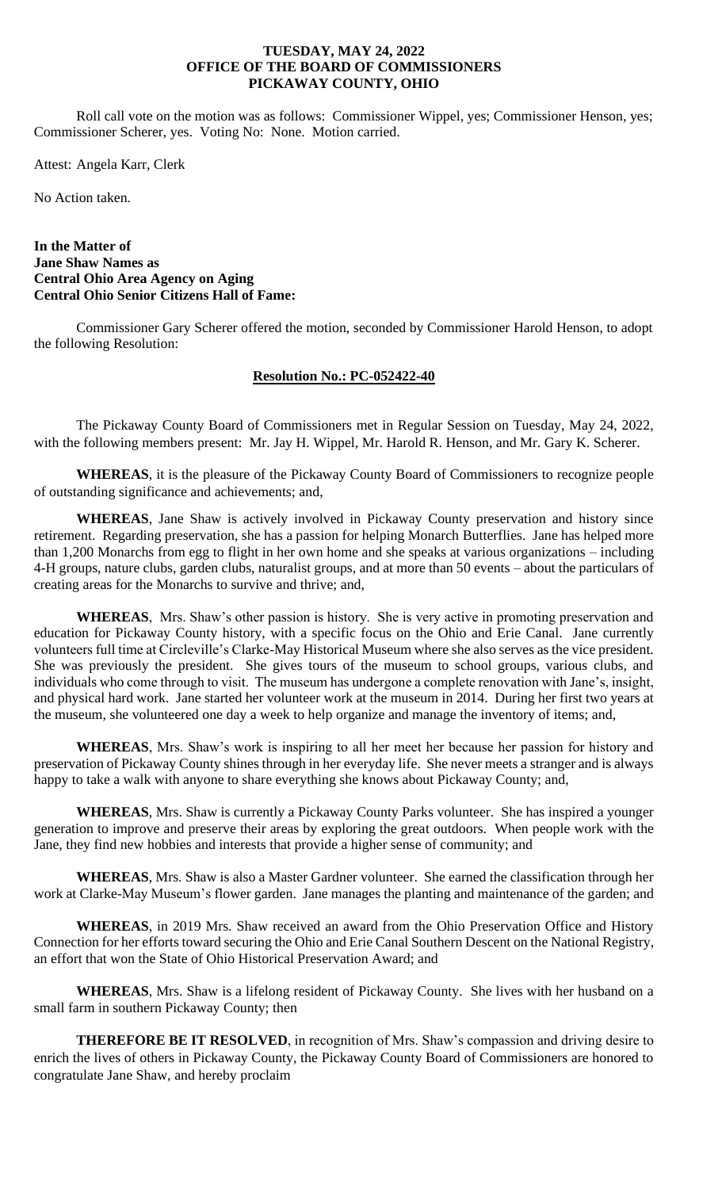Roll call vote on the motion was as follows: Commissioner Wippel, yes; Commissioner Henson, yes; Commissioner Scherer, yes. Voting No: None. Motion carried.

Attest: Angela Karr, Clerk

No Action taken.

**In the Matter of**
**Jane Shaw Names as**
**Central Ohio Area Agency on Aging**
**Central Ohio Senior Citizens Hall of Fame:**

Commissioner Gary Scherer offered the motion, seconded by Commissioner Harold Henson, to adopt the following Resolution:

**Resolution No.: PC-052422-40**

The Pickaway County Board of Commissioners met in Regular Session on Tuesday, May 24, 2022, with the following members present: Mr. Jay H. Wippel, Mr. Harold R. Henson, and Mr. Gary K. Scherer.

**WHEREAS**, it is the pleasure of the Pickaway County Board of Commissioners to recognize people of outstanding significance and achievements; and,

**WHEREAS**, Jane Shaw is actively involved in Pickaway County preservation and history since retirement. Regarding preservation, she has a passion for helping Monarch Butterflies. Jane has helped more than 1,200 Monarchs from egg to flight in her own home and she speaks at various organizations – including 4-H groups, nature clubs, garden clubs, naturalist groups, and at more than 50 events – about the particulars of creating areas for the Monarchs to survive and thrive; and,

**WHEREAS**, Mrs. Shaw's other passion is history. She is very active in promoting preservation and education for Pickaway County history, with a specific focus on the Ohio and Erie Canal. Jane currently volunteers full time at Circleville's Clarke-May Historical Museum where she also serves as the vice president. She was previously the president. She gives tours of the museum to school groups, various clubs, and individuals who come through to visit. The museum has undergone a complete renovation with Jane's, insight, and physical hard work. Jane started her volunteer work at the museum in 2014. During her first two years at the museum, she volunteered one day a week to help organize and manage the inventory of items; and,

**WHEREAS**, Mrs. Shaw's work is inspiring to all her meet her because her passion for history and preservation of Pickaway County shines through in her everyday life. She never meets a stranger and is always happy to take a walk with anyone to share everything she knows about Pickaway County; and,

**WHEREAS**, Mrs. Shaw is currently a Pickaway County Parks volunteer. She has inspired a younger generation to improve and preserve their areas by exploring the great outdoors. When people work with the Jane, they find new hobbies and interests that provide a higher sense of community; and

**WHEREAS**, Mrs. Shaw is also a Master Gardner volunteer. She earned the classification through her work at Clarke-May Museum's flower garden. Jane manages the planting and maintenance of the garden; and

**WHEREAS**, in 2019 Mrs. Shaw received an award from the Ohio Preservation Office and History Connection for her efforts toward securing the Ohio and Erie Canal Southern Descent on the National Registry, an effort that won the State of Ohio Historical Preservation Award; and

**WHEREAS**, Mrs. Shaw is a lifelong resident of Pickaway County. She lives with her husband on a small farm in southern Pickaway County; then

**THEREFORE BE IT RESOLVED**, in recognition of Mrs. Shaw's compassion and driving desire to enrich the lives of others in Pickaway County, the Pickaway County Board of Commissioners are honored to congratulate Jane Shaw, and hereby proclaim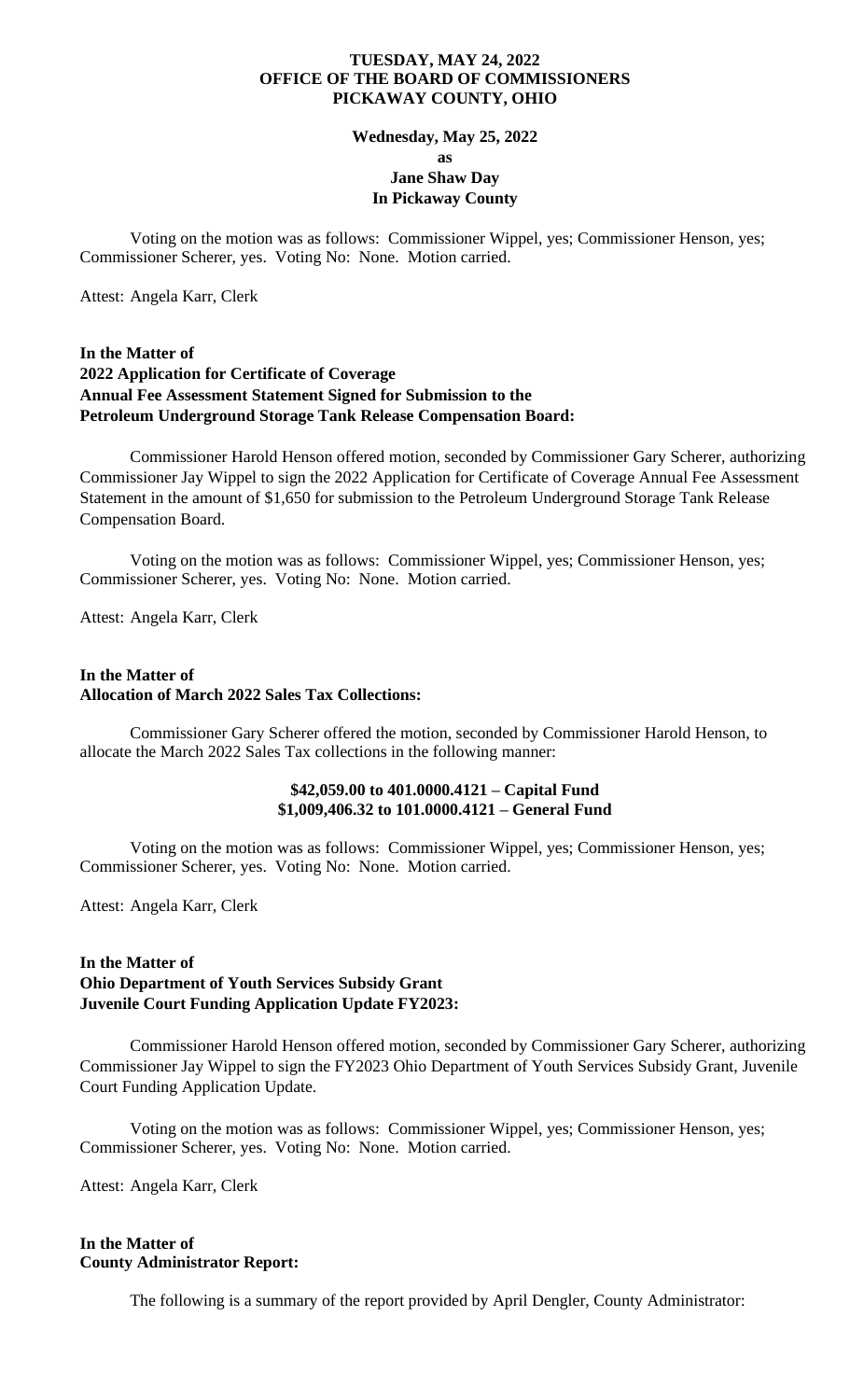**TUESDAY, MAY 24, 2022**
**OFFICE OF THE BOARD OF COMMISSIONERS**
**PICKAWAY COUNTY, OHIO**

**Wednesday, May 25, 2022**
**as**
**Jane Shaw Day**
**In Pickaway County**

Voting on the motion was as follows: Commissioner Wippel, yes; Commissioner Henson, yes; Commissioner Scherer, yes. Voting No: None. Motion carried.

Attest: Angela Karr, Clerk

**In the Matter of**
**2022 Application for Certificate of Coverage**
**Annual Fee Assessment Statement Signed for Submission to the**
**Petroleum Underground Storage Tank Release Compensation Board:**

Commissioner Harold Henson offered motion, seconded by Commissioner Gary Scherer, authorizing Commissioner Jay Wippel to sign the 2022 Application for Certificate of Coverage Annual Fee Assessment Statement in the amount of $1,650 for submission to the Petroleum Underground Storage Tank Release Compensation Board.

Voting on the motion was as follows: Commissioner Wippel, yes; Commissioner Henson, yes; Commissioner Scherer, yes. Voting No: None. Motion carried.

Attest: Angela Karr, Clerk

**In the Matter of**
**Allocation of March 2022 Sales Tax Collections:**

Commissioner Gary Scherer offered the motion, seconded by Commissioner Harold Henson, to allocate the March 2022 Sales Tax collections in the following manner:

**$42,059.00 to 401.0000.4121 – Capital Fund**
**$1,009,406.32 to 101.0000.4121 – General Fund**

Voting on the motion was as follows: Commissioner Wippel, yes; Commissioner Henson, yes; Commissioner Scherer, yes. Voting No: None. Motion carried.

Attest: Angela Karr, Clerk

**In the Matter of**
**Ohio Department of Youth Services Subsidy Grant**
**Juvenile Court Funding Application Update FY2023:**

Commissioner Harold Henson offered motion, seconded by Commissioner Gary Scherer, authorizing Commissioner Jay Wippel to sign the FY2023 Ohio Department of Youth Services Subsidy Grant, Juvenile Court Funding Application Update.

Voting on the motion was as follows: Commissioner Wippel, yes; Commissioner Henson, yes; Commissioner Scherer, yes. Voting No: None. Motion carried.

Attest: Angela Karr, Clerk

**In the Matter of**
**County Administrator Report:**

The following is a summary of the report provided by April Dengler, County Administrator: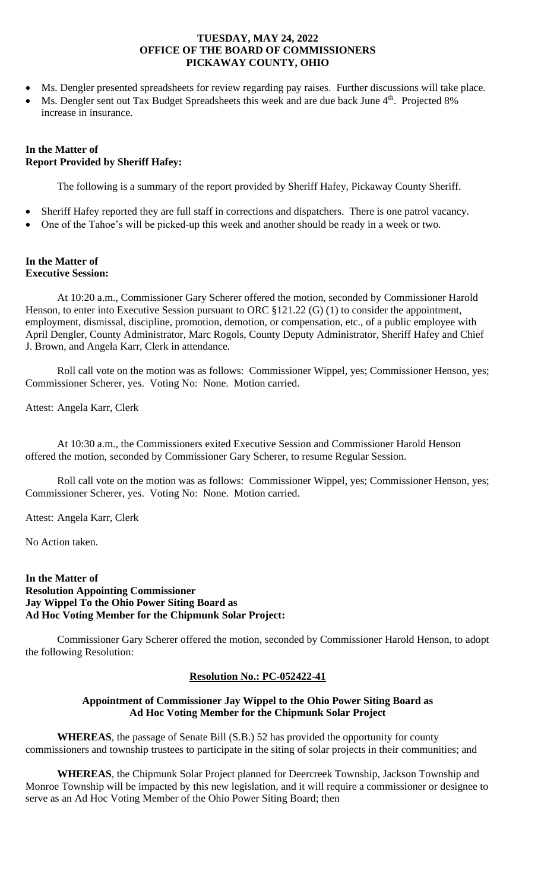- Ms. Dengler presented spreadsheets for review regarding pay raises. Further discussions will take place.
- Ms. Dengler sent out Tax Budget Spreadsheets this week and are due back June 4th. Projected 8% increase in insurance.

**In the Matter of**
**Report Provided by Sheriff Hafey:**

The following is a summary of the report provided by Sheriff Hafey, Pickaway County Sheriff.

- Sheriff Hafey reported they are full staff in corrections and dispatchers. There is one patrol vacancy.
- One of the Tahoe's will be picked-up this week and another should be ready in a week or two.

**In the Matter of**
**Executive Session:**

At 10:20 a.m., Commissioner Gary Scherer offered the motion, seconded by Commissioner Harold Henson, to enter into Executive Session pursuant to ORC §121.22 (G) (1) to consider the appointment, employment, dismissal, discipline, promotion, demotion, or compensation, etc., of a public employee with April Dengler, County Administrator, Marc Rogols, County Deputy Administrator, Sheriff Hafey and Chief J. Brown, and Angela Karr, Clerk in attendance.

Roll call vote on the motion was as follows: Commissioner Wippel, yes; Commissioner Henson, yes; Commissioner Scherer, yes. Voting No: None. Motion carried.

Attest: Angela Karr, Clerk

At 10:30 a.m., the Commissioners exited Executive Session and Commissioner Harold Henson offered the motion, seconded by Commissioner Gary Scherer, to resume Regular Session.

Roll call vote on the motion was as follows: Commissioner Wippel, yes; Commissioner Henson, yes; Commissioner Scherer, yes. Voting No: None. Motion carried.

Attest: Angela Karr, Clerk

No Action taken.

**In the Matter of**
**Resolution Appointing Commissioner**
**Jay Wippel To the Ohio Power Siting Board as**
**Ad Hoc Voting Member for the Chipmunk Solar Project:**

Commissioner Gary Scherer offered the motion, seconded by Commissioner Harold Henson, to adopt the following Resolution:

**Resolution No.: PC-052422-41**

**Appointment of Commissioner Jay Wippel to the Ohio Power Siting Board as Ad Hoc Voting Member for the Chipmunk Solar Project**

**WHEREAS**, the passage of Senate Bill (S.B.) 52 has provided the opportunity for county commissioners and township trustees to participate in the siting of solar projects in their communities; and

**WHEREAS**, the Chipmunk Solar Project planned for Deercreek Township, Jackson Township and Monroe Township will be impacted by this new legislation, and it will require a commissioner or designee to serve as an Ad Hoc Voting Member of the Ohio Power Siting Board; then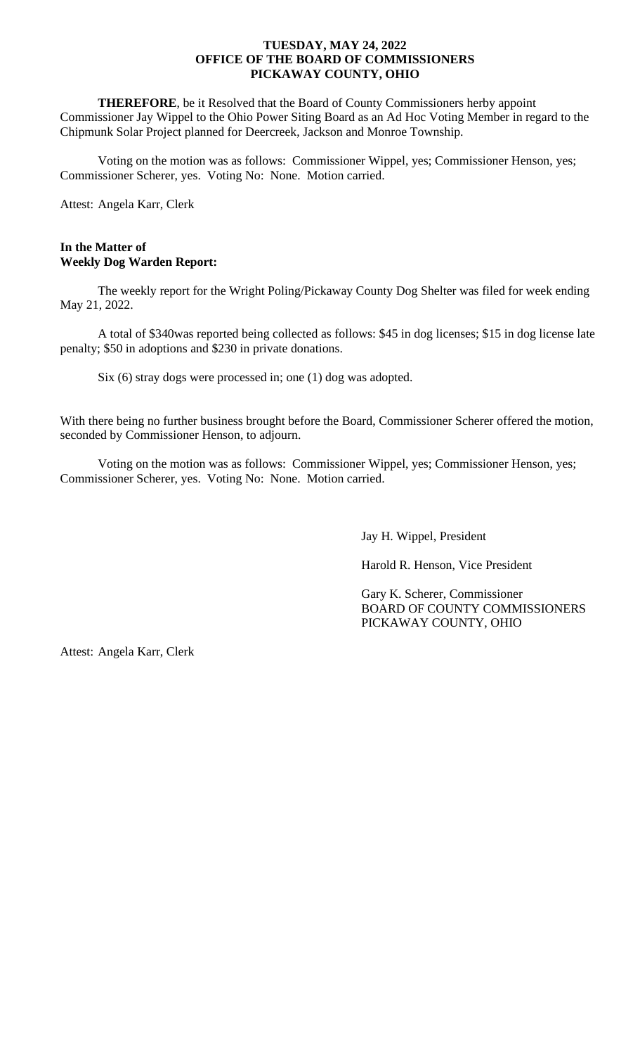**THEREFORE**, be it Resolved that the Board of County Commissioners herby appoint Commissioner Jay Wippel to the Ohio Power Siting Board as an Ad Hoc Voting Member in regard to the Chipmunk Solar Project planned for Deercreek, Jackson and Monroe Township.

Voting on the motion was as follows: Commissioner Wippel, yes; Commissioner Henson, yes; Commissioner Scherer, yes. Voting No: None. Motion carried.

Attest: Angela Karr, Clerk

**In the Matter of**
**Weekly Dog Warden Report:**

The weekly report for the Wright Poling/Pickaway County Dog Shelter was filed for week ending May 21, 2022.

A total of $340was reported being collected as follows: $45 in dog licenses; $15 in dog license late penalty; $50 in adoptions and $230 in private donations.

Six (6) stray dogs were processed in; one (1) dog was adopted.

With there being no further business brought before the Board, Commissioner Scherer offered the motion, seconded by Commissioner Henson, to adjourn.

Voting on the motion was as follows: Commissioner Wippel, yes; Commissioner Henson, yes; Commissioner Scherer, yes. Voting No: None. Motion carried.

Jay H. Wippel, President

Harold R. Henson, Vice President

Gary K. Scherer, Commissioner
BOARD OF COUNTY COMMISSIONERS
PICKAWAY COUNTY, OHIO

Attest: Angela Karr, Clerk